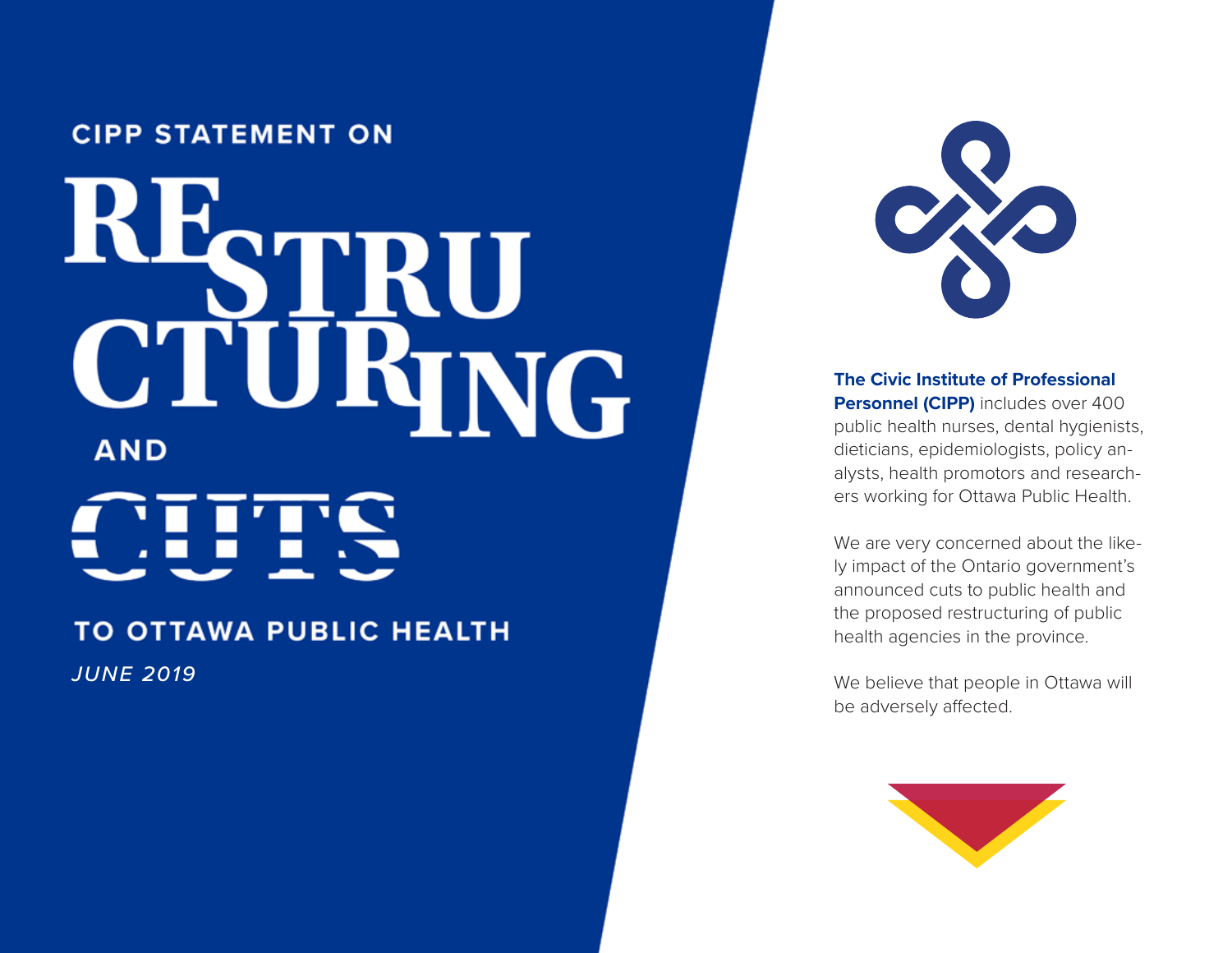CIPP STATEMENT ON

# RESTRUCTURING AND CUTS TO OTTAWA PUBLIC HEALTH

*JUNE 2019*

**The Civic Institute of Professional Personnel (CIPP)** includes over 400 public health nurses, dental hygienists, dieticians, epidemiologists, policy analysts, health promotors and researchers working for Ottawa Public Health.

We are very concerned about the likely impact of the Ontario government's announced cuts to public health and the proposed restructuring of public health agencies in the province.

We believe that people in Ottawa will be adversely affected.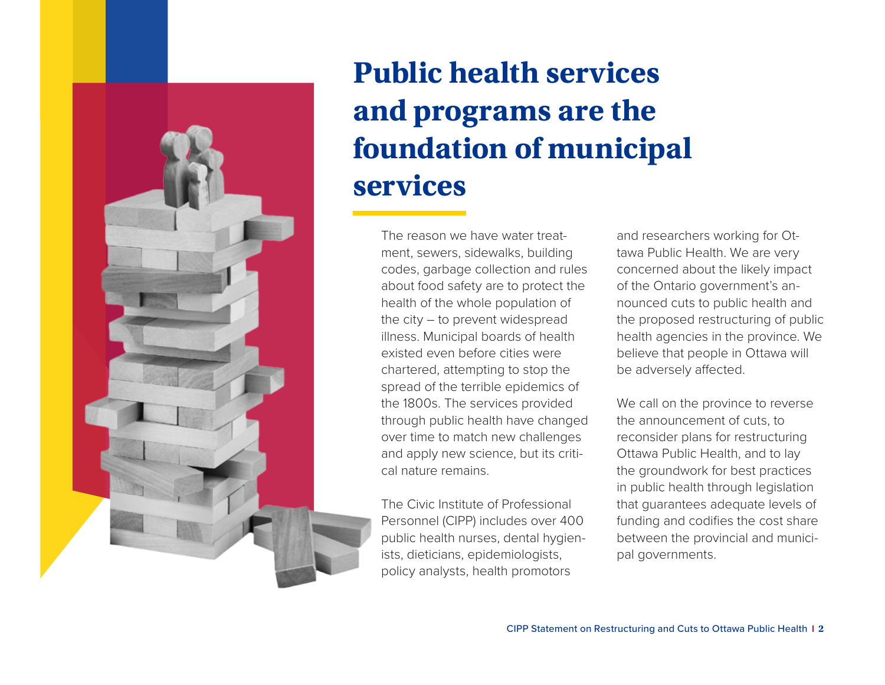# Public health services and programs are the foundation of municipal services

The reason we have water treatment, sewers, sidewalks, building codes, garbage collection and rules about food safety are to protect the health of the whole population of the city – to prevent widespread illness. Municipal boards of health existed even before cities were chartered, attempting to stop the spread of the terrible epidemics of the 1800s. The services provided through public health have changed over time to match new challenges and apply new science, but its critical nature remains.

The Civic Institute of Professional Personnel (CIPP) includes over 400 public health nurses, dental hygienists, dieticians, epidemiologists, policy analysts, health promotors and researchers working for Ottawa Public Health. We are very concerned about the likely impact of the Ontario government's announced cuts to public health and the proposed restructuring of public health agencies in the province. We believe that people in Ottawa will be adversely affected.

We call on the province to reverse the announcement of cuts, to reconsider plans for restructuring Ottawa Public Health, and to lay the groundwork for best practices in public health through legislation that guarantees adequate levels of funding and codifies the cost share between the provincial and municipal governments.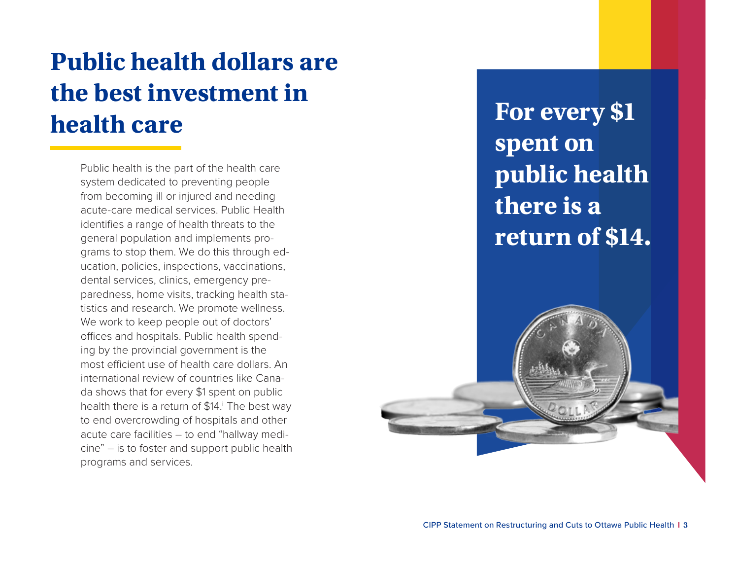# Public health dollars are the best investment in health care

Public health is the part of the health care system dedicated to preventing people from becoming ill or injured and needing acute-care medical services. Public Health identifies a range of health threats to the general population and implements programs to stop them. We do this through education, policies, inspections, vaccinations, dental services, clinics, emergency preparedness, home visits, tracking health statistics and research. We promote wellness. We work to keep people out of doctors' offices and hospitals. Public health spending by the provincial government is the most efficient use of health care dollars. An international review of countries like Canada shows that for every $1 spent on public health there is a return of $14.[i] The best way to end overcrowding of hospitals and other acute care facilities – to end "hallway medicine" – is to foster and support public health programs and services.

**For every $1 spent on public health there is a return of $14.**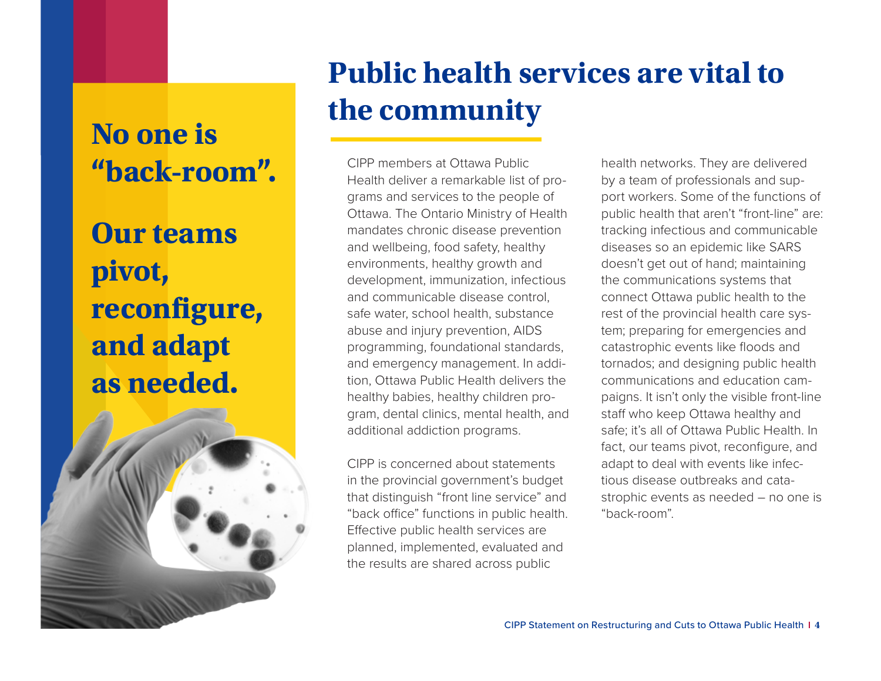**No one is “back-room”.**

**Our teams pivot, reconfigure, and adapt as needed.**

# Public health services are vital to the community

CIPP members at Ottawa Public Health deliver a remarkable list of programs and services to the people of Ottawa. The Ontario Ministry of Health mandates chronic disease prevention and wellbeing, food safety, healthy environments, healthy growth and development, immunization, infectious and communicable disease control, safe water, school health, substance abuse and injury prevention, AIDS programming, foundational standards, and emergency management. In addition, Ottawa Public Health delivers the healthy babies, healthy children program, dental clinics, mental health, and additional addiction programs.

CIPP is concerned about statements in the provincial government’s budget that distinguish “front line service” and “back office” functions in public health. Effective public health services are planned, implemented, evaluated and the results are shared across public health networks. They are delivered by a team of professionals and support workers. Some of the functions of public health that aren’t “front-line” are: tracking infectious and communicable diseases so an epidemic like SARS doesn’t get out of hand; maintaining the communications systems that connect Ottawa public health to the rest of the provincial health care system; preparing for emergencies and catastrophic events like floods and tornados; and designing public health communications and education campaigns. It isn’t only the visible front-line staff who keep Ottawa healthy and safe; it’s all of Ottawa Public Health. In fact, our teams pivot, reconfigure, and adapt to deal with events like infectious disease outbreaks and catastrophic events as needed – no one is “back-room”.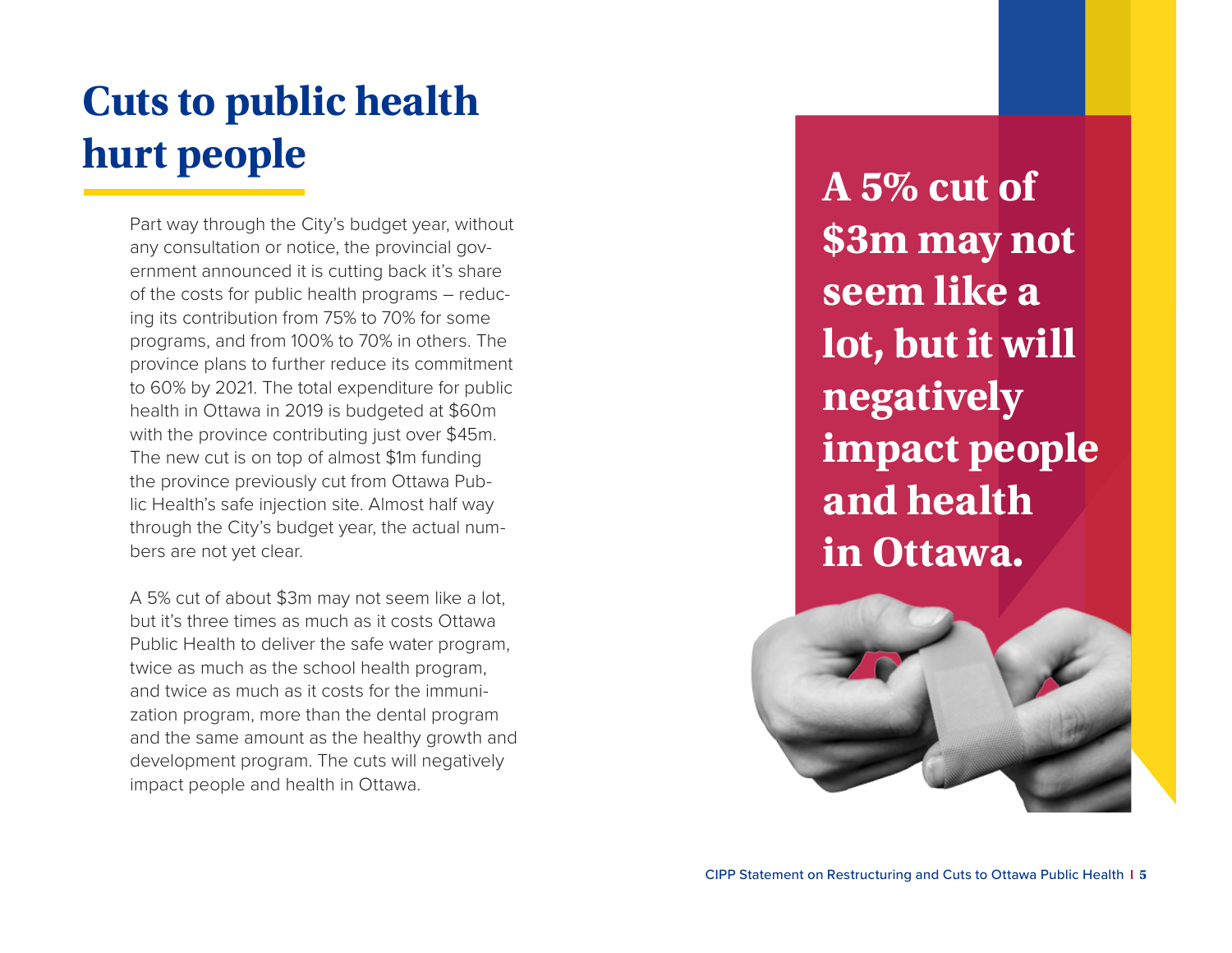# Cuts to public health hurt people

Part way through the City's budget year, without any consultation or notice, the provincial government announced it is cutting back it's share of the costs for public health programs – reducing its contribution from 75% to 70% for some programs, and from 100% to 70% in others. The province plans to further reduce its commitment to 60% by 2021. The total expenditure for public health in Ottawa in 2019 is budgeted at $60m with the province contributing just over $45m. The new cut is on top of almost $1m funding the province previously cut from Ottawa Public Health's safe injection site. Almost half way through the City's budget year, the actual numbers are not yet clear.

A 5% cut of about $3m may not seem like a lot, but it's three times as much as it costs Ottawa Public Health to deliver the safe water program, twice as much as the school health program, and twice as much as it costs for the immunization program, more than the dental program and the same amount as the healthy growth and development program. The cuts will negatively impact people and health in Ottawa.

**A 5% cut of $3m may not seem like a lot, but it will negatively impact people and health in Ottawa.**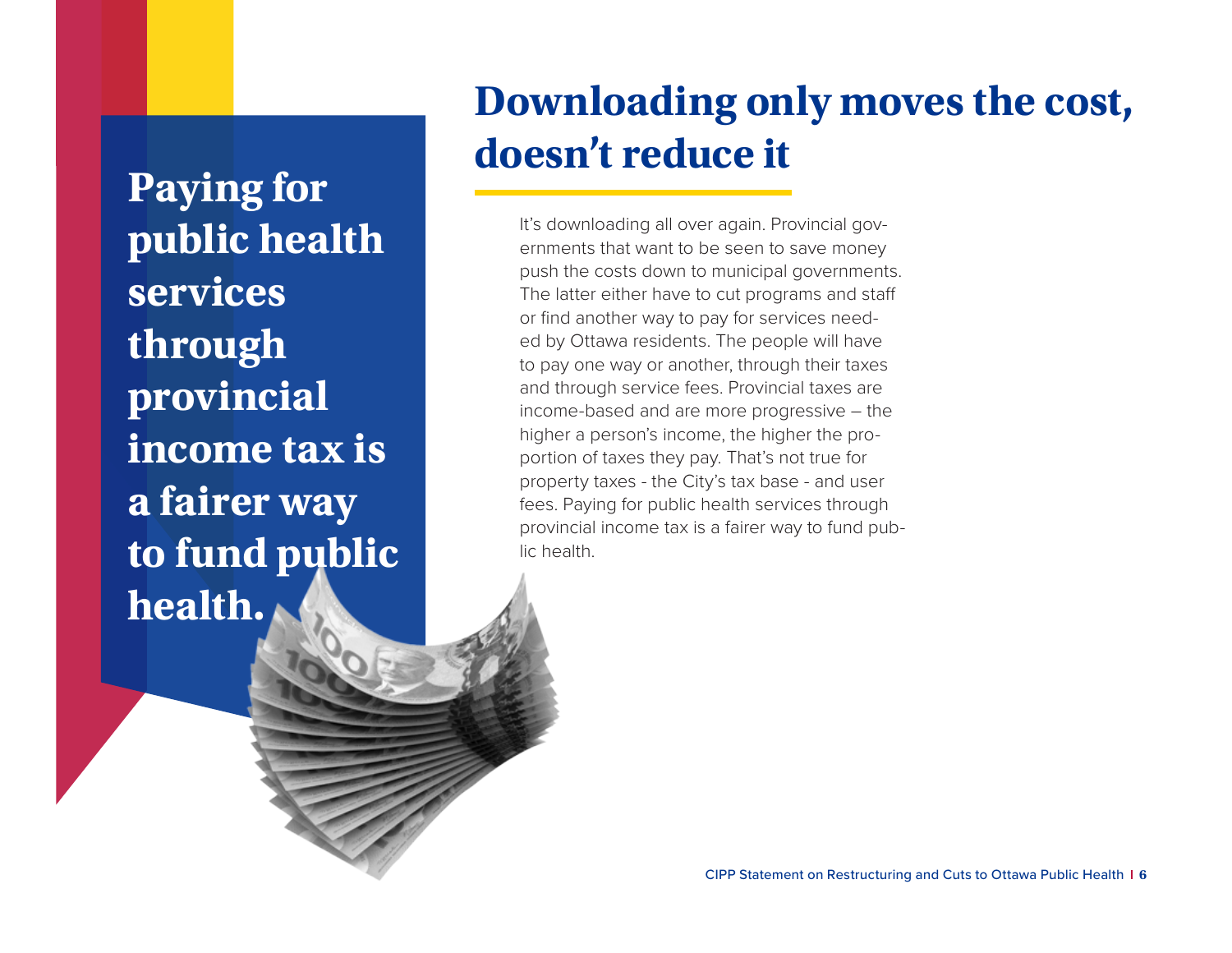**Paying for public health services through provincial income tax is a fairer way to fund public health.**

# Downloading only moves the cost, doesn't reduce it

It's downloading all over again. Provincial governments that want to be seen to save money push the costs down to municipal governments. The latter either have to cut programs and staff or find another way to pay for services needed by Ottawa residents. The people will have to pay one way or another, through their taxes and through service fees. Provincial taxes are income-based and are more progressive – the higher a person's income, the higher the proportion of taxes they pay. That's not true for property taxes - the City's tax base - and user fees. Paying for public health services through provincial income tax is a fairer way to fund public health.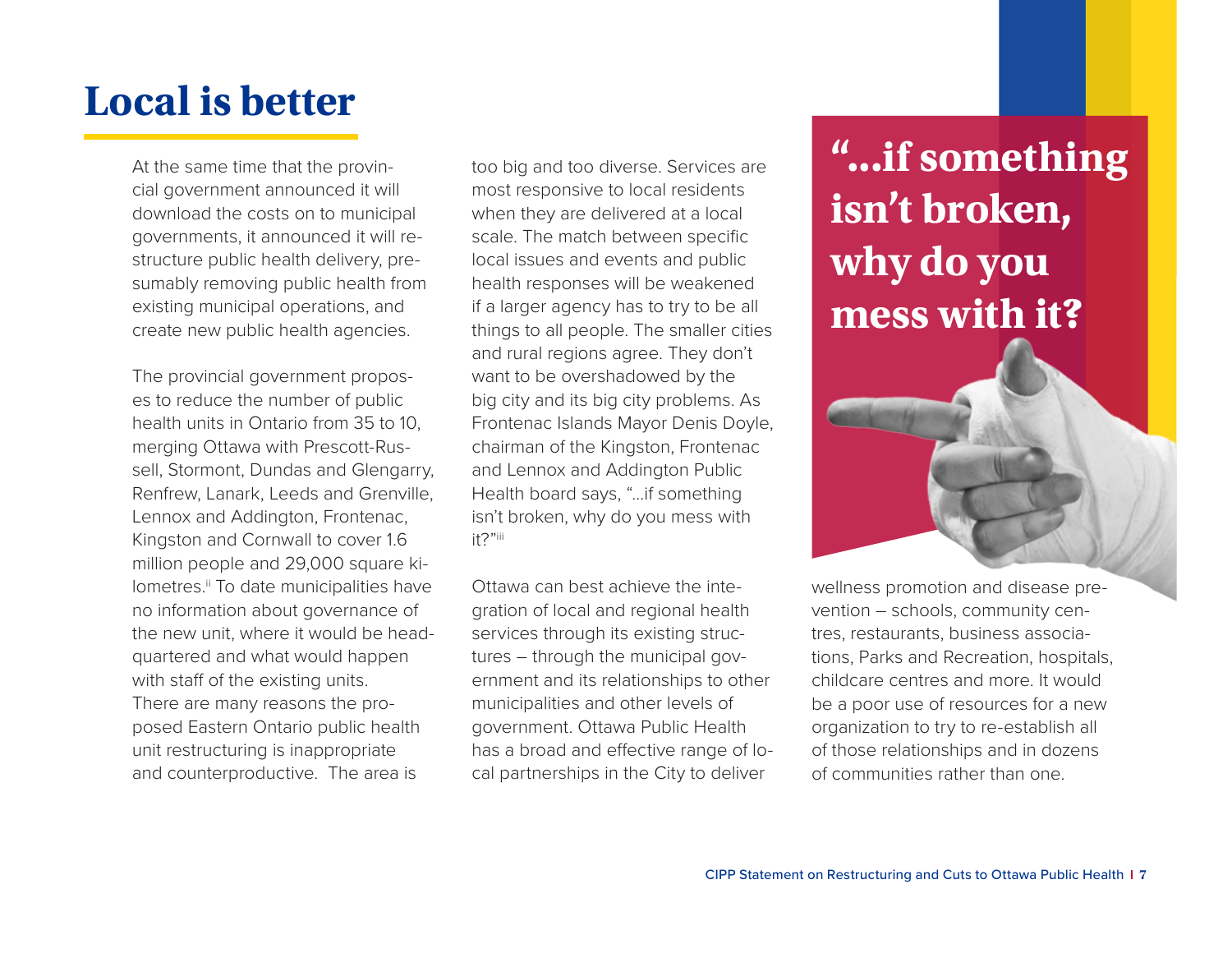# Local is better

At the same time that the provincial government announced it will download the costs on to municipal governments, it announced it will restructure public health delivery, presumably removing public health from existing municipal operations, and create new public health agencies.

The provincial government proposes to reduce the number of public health units in Ontario from 35 to 10, merging Ottawa with Prescott-Russell, Stormont, Dundas and Glengarry, Renfrew, Lanark, Leeds and Grenville, Lennox and Addington, Frontenac, Kingston and Cornwall to cover 1.6 million people and 29,000 square kilometres.[ii] To date municipalities have no information about governance of the new unit, where it would be headquartered and what would happen with staff of the existing units. There are many reasons the proposed Eastern Ontario public health unit restructuring is inappropriate and counterproductive. The area is too big and too diverse. Services are most responsive to local residents when they are delivered at a local scale. The match between specific local issues and events and public health responses will be weakened if a larger agency has to try to be all things to all people. The smaller cities and rural regions agree. They don't want to be overshadowed by the big city and its big city problems. As Frontenac Islands Mayor Denis Doyle, chairman of the Kingston, Frontenac and Lennox and Addington Public Health board says, "…if something isn't broken, why do you mess with it?"[iii]

Ottawa can best achieve the integration of local and regional health services through its existing structures – through the municipal government and its relationships to other municipalities and other levels of government. Ottawa Public Health has a broad and effective range of local partnerships in the City to deliver wellness promotion and disease prevention – schools, community centres, restaurants, business associations, Parks and Recreation, hospitals, childcare centres and more. It would be a poor use of resources for a new organization to try to re-establish all of those relationships and in dozens of communities rather than one.

**"…if something isn't broken, why do you mess with it?**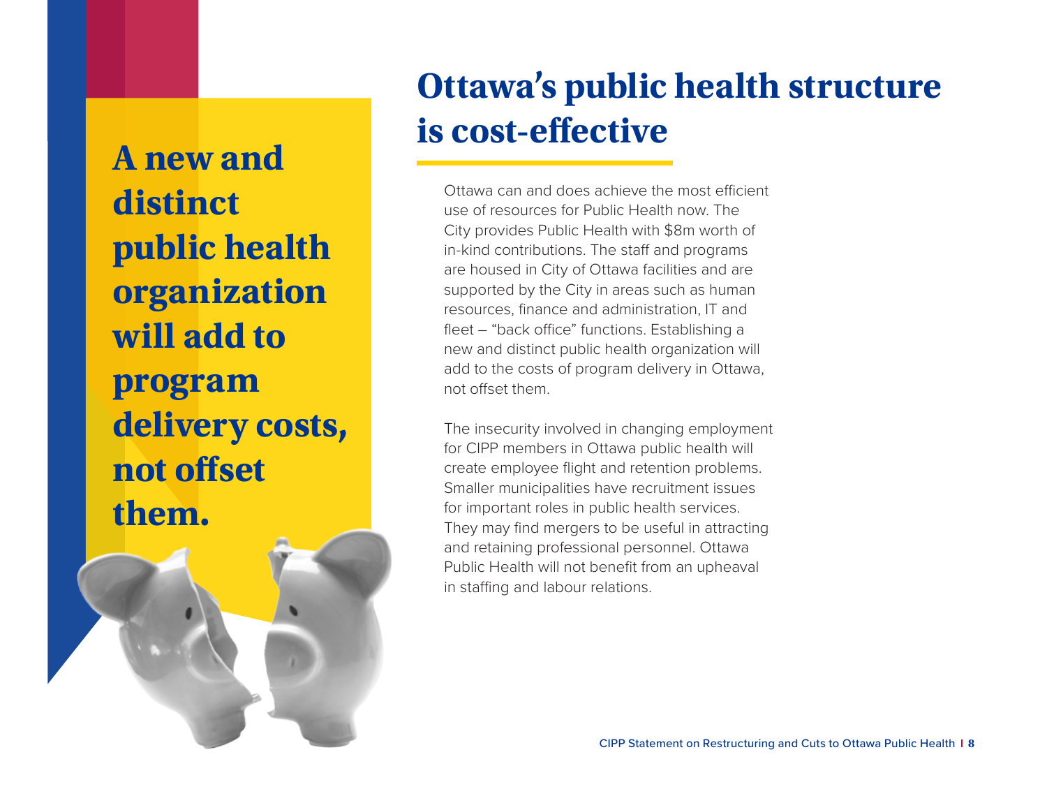**A new and distinct public health organization will add to program delivery costs, not offset them.**

## Ottawa's public health structure is cost-effective

Ottawa can and does achieve the most efficient use of resources for Public Health now. The City provides Public Health with $8m worth of in-kind contributions. The staff and programs are housed in City of Ottawa facilities and are supported by the City in areas such as human resources, finance and administration, IT and fleet – "back office" functions. Establishing a new and distinct public health organization will add to the costs of program delivery in Ottawa, not offset them.

The insecurity involved in changing employment for CIPP members in Ottawa public health will create employee flight and retention problems. Smaller municipalities have recruitment issues for important roles in public health services. They may find mergers to be useful in attracting and retaining professional personnel. Ottawa Public Health will not benefit from an upheaval in staffing and labour relations.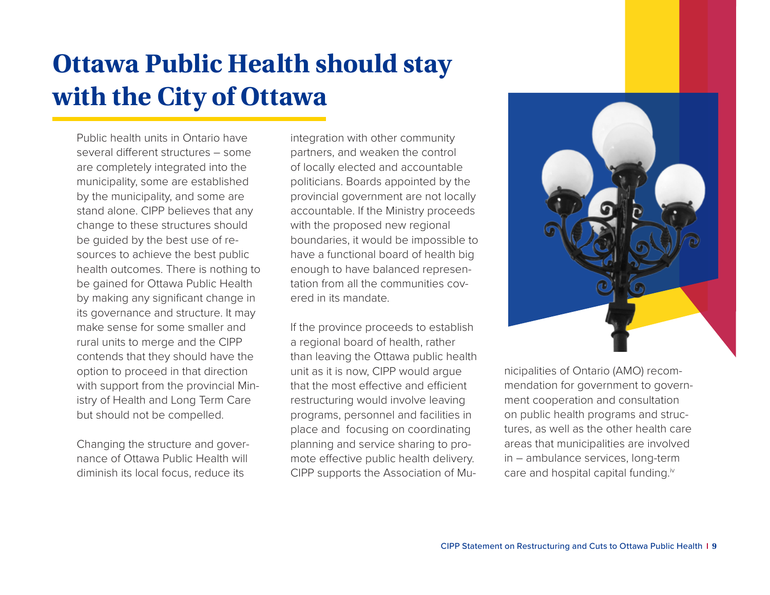# Ottawa Public Health should stay with the City of Ottawa

Public health units in Ontario have several different structures – some are completely integrated into the municipality, some are established by the municipality, and some are stand alone. CIPP believes that any change to these structures should be guided by the best use of resources to achieve the best public health outcomes. There is nothing to be gained for Ottawa Public Health by making any significant change in its governance and structure. It may make sense for some smaller and rural units to merge and the CIPP contends that they should have the option to proceed in that direction with support from the provincial Ministry of Health and Long Term Care but should not be compelled.

Changing the structure and governance of Ottawa Public Health will diminish its local focus, reduce its integration with other community partners, and weaken the control of locally elected and accountable politicians. Boards appointed by the provincial government are not locally accountable. If the Ministry proceeds with the proposed new regional boundaries, it would be impossible to have a functional board of health big enough to have balanced representation from all the communities covered in its mandate.

If the province proceeds to establish a regional board of health, rather than leaving the Ottawa public health unit as it is now, CIPP would argue that the most effective and efficient restructuring would involve leaving programs, personnel and facilities in place and focusing on coordinating planning and service sharing to promote effective public health delivery. CIPP supports the Association of Municipalities of Ontario (AMO) recommendation for government to government cooperation and consultation on public health programs and structures, as well as the other health care areas that municipalities are involved in – ambulance services, long-term care and hospital capital funding.[iv]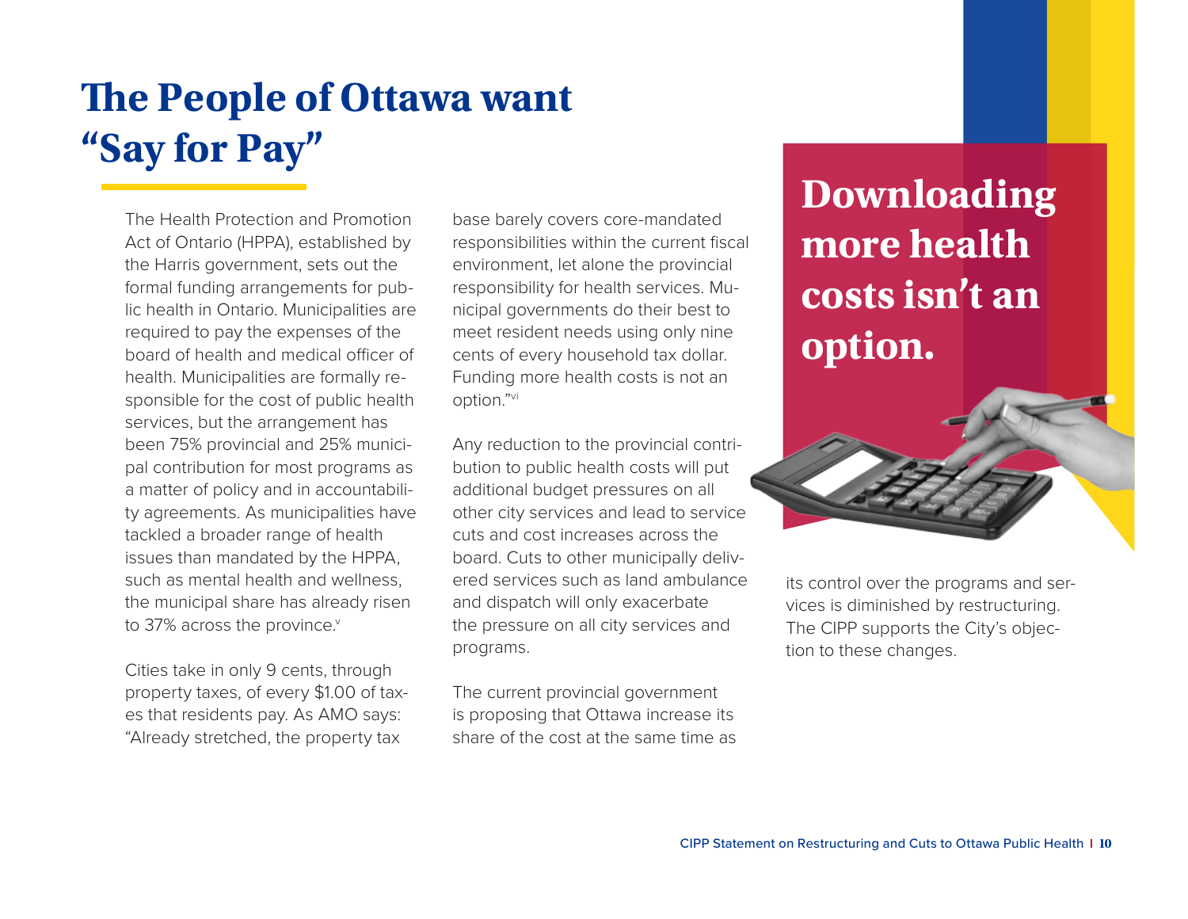# The People of Ottawa want "Say for Pay"

The Health Protection and Promotion Act of Ontario (HPPA), established by the Harris government, sets out the formal funding arrangements for public health in Ontario. Municipalities are required to pay the expenses of the board of health and medical officer of health. Municipalities are formally responsible for the cost of public health services, but the arrangement has been 75% provincial and 25% municipal contribution for most programs as a matter of policy and in accountability agreements. As municipalities have tackled a broader range of health issues than mandated by the HPPA, such as mental health and wellness, the municipal share has already risen to 37% across the province.[v]

Cities take in only 9 cents, through property taxes, of every $1.00 of taxes that residents pay. As AMO says: "Already stretched, the property tax base barely covers core-mandated responsibilities within the current fiscal environment, let alone the provincial responsibility for health services. Municipal governments do their best to meet resident needs using only nine cents of every household tax dollar. Funding more health costs is not an option."[vi]

Any reduction to the provincial contribution to public health costs will put additional budget pressures on all other city services and lead to service cuts and cost increases across the board. Cuts to other municipally delivered services such as land ambulance and dispatch will only exacerbate the pressure on all city services and programs.

The current provincial government is proposing that Ottawa increase its share of the cost at the same time as its control over the programs and services is diminished by restructuring. The CIPP supports the City's objection to these changes.

**Downloading more health costs isn't an option.**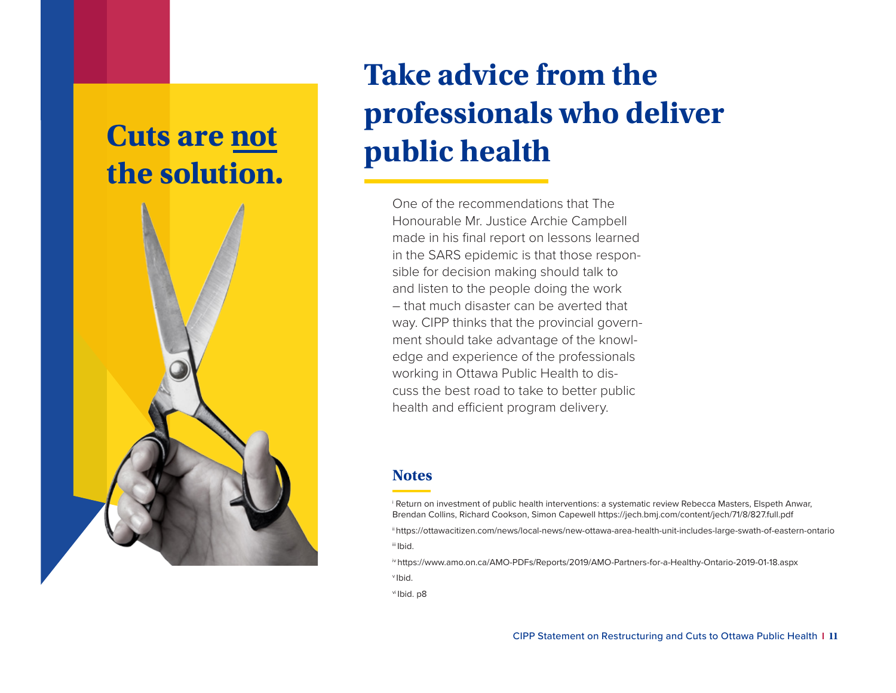**Cuts are not the solution.**

# Take advice from the professionals who deliver public health

One of the recommendations that The Honourable Mr. Justice Archie Campbell made in his final report on lessons learned in the SARS epidemic is that those responsible for decision making should talk to and listen to the people doing the work – that much disaster can be averted that way. CIPP thinks that the provincial government should take advantage of the knowledge and experience of the professionals working in Ottawa Public Health to discuss the best road to take to better public health and efficient program delivery.

## Notes

[i] Return on investment of public health interventions: a systematic review Rebecca Masters, Elspeth Anwar, Brendan Collins, Richard Cookson, Simon Capewell https://jech.bmj.com/content/jech/71/8/827.full.pdf

[ii] https://ottawacitizen.com/news/local-news/new-ottawa-area-health-unit-includes-large-swath-of-eastern-ontario

[iii] Ibid.

[iv] https://www.amo.on.ca/AMO-PDFs/Reports/2019/AMO-Partners-for-a-Healthy-Ontario-2019-01-18.aspx

[v] Ibid.

[vi] Ibid. p8